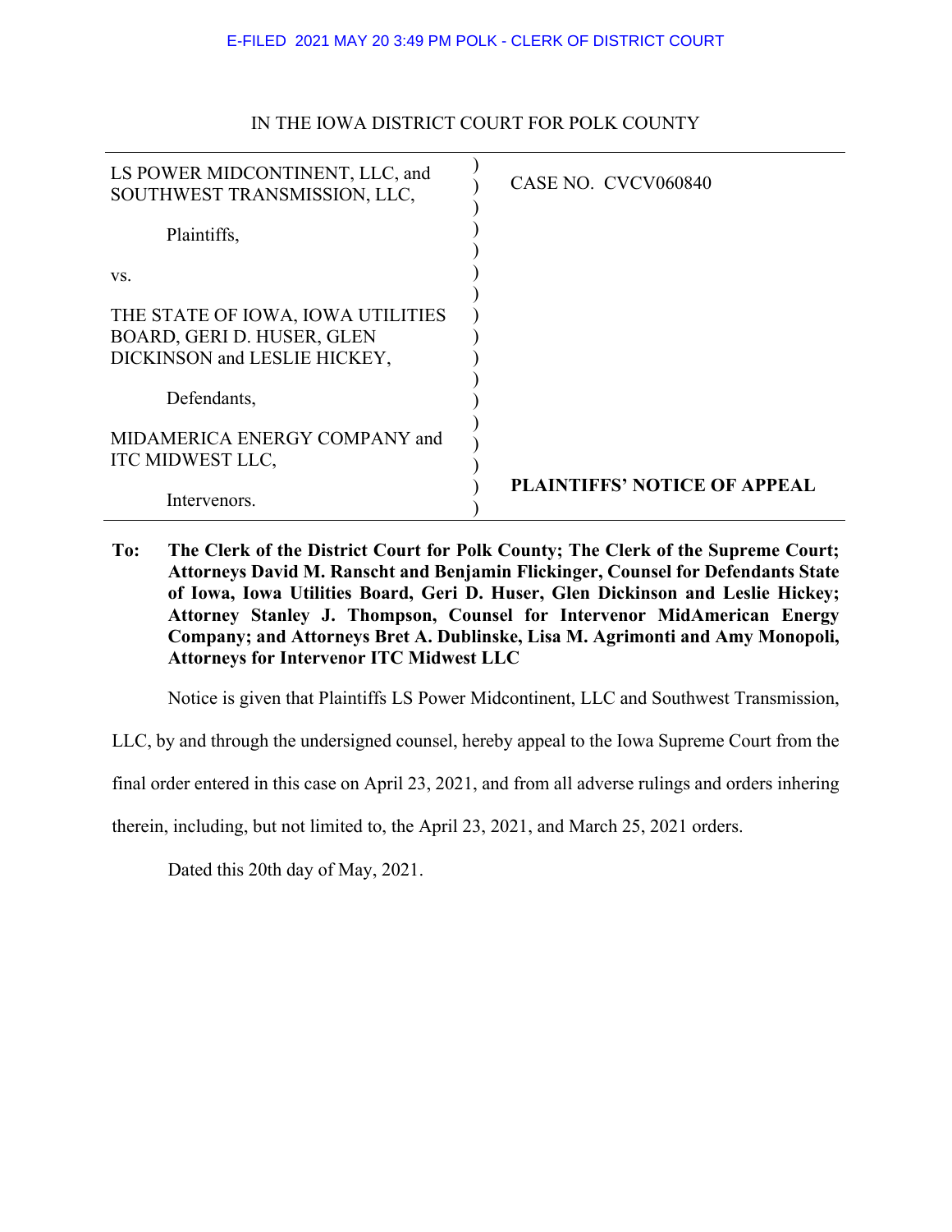E-FILED 2021 MAY 20 3:49 PM POLK - CLERK OF DISTRICT COURT

IN THE IOWA DISTRICT COURT FOR POLK COUNTY

| | |
|---|---|
| LS POWER MIDCONTINENT, LLC, and SOUTHWEST TRANSMISSION, LLC, | CASE NO. CVCV060840 |
| Plaintiffs, | |
| vs. | |
| THE STATE OF IOWA, IOWA UTILITIES BOARD, GERI D. HUSER, GLEN DICKINSON and LESLIE HICKEY, | |
| Defendants, | |
| MIDAMERICA ENERGY COMPANY and ITC MIDWEST LLC, | |
| Intervenors. | **PLAINTIFFS' NOTICE OF APPEAL** |

**To: The Clerk of the District Court for Polk County; The Clerk of the Supreme Court; Attorneys David M. Ranscht and Benjamin Flickinger, Counsel for Defendants State of Iowa, Iowa Utilities Board, Geri D. Huser, Glen Dickinson and Leslie Hickey; Attorney Stanley J. Thompson, Counsel for Intervenor MidAmerican Energy Company; and Attorneys Bret A. Dublinske, Lisa M. Agrimonti and Amy Monopoli, Attorneys for Intervenor ITC Midwest LLC**

Notice is given that Plaintiffs LS Power Midcontinent, LLC and Southwest Transmission, LLC, by and through the undersigned counsel, hereby appeal to the Iowa Supreme Court from the final order entered in this case on April 23, 2021, and from all adverse rulings and orders inhering therein, including, but not limited to, the April 23, 2021, and March 25, 2021 orders.

Dated this 20th day of May, 2021.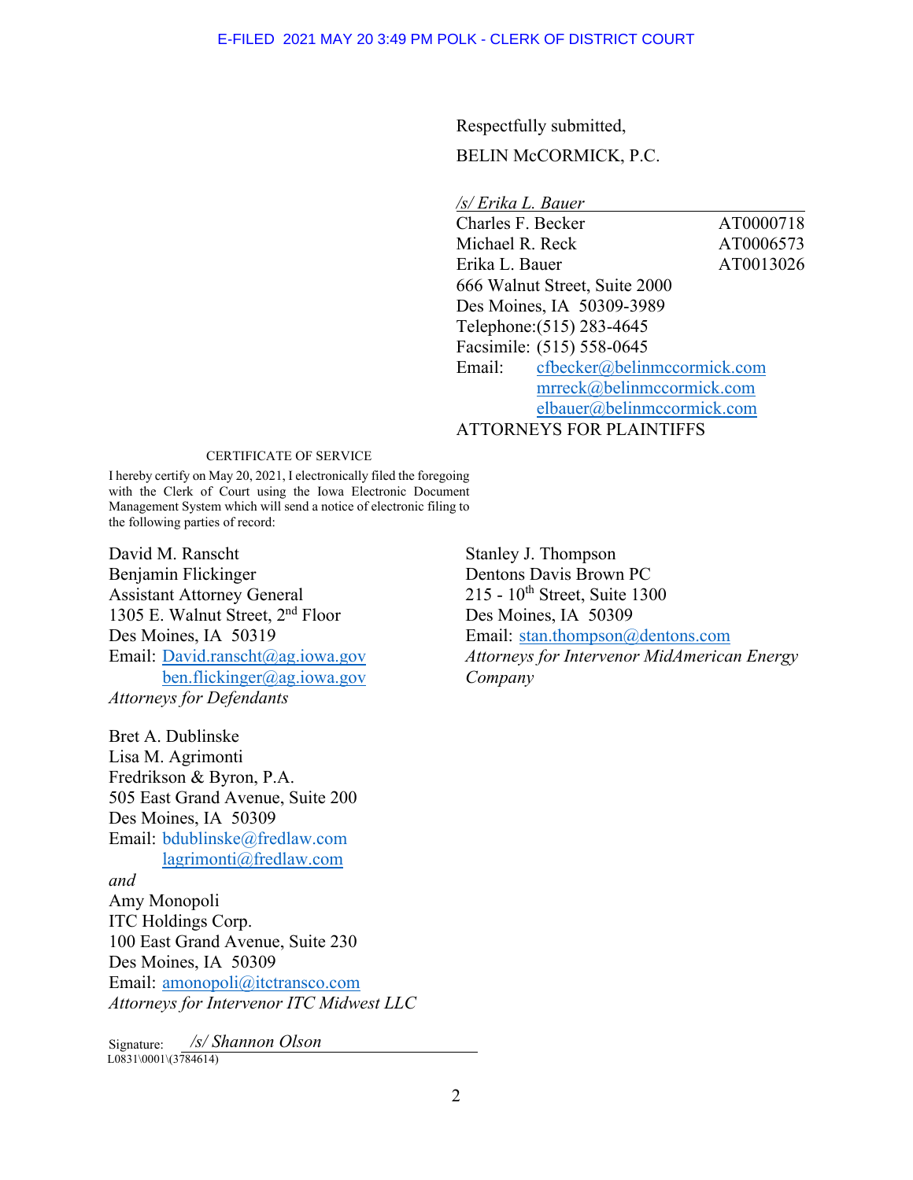E-FILED 2021 MAY 20 3:49 PM POLK - CLERK OF DISTRICT COURT

Respectfully submitted,

BELIN McCORMICK, P.C.

*/s/ Erika L. Bauer*

| | |
|---|---|
| Charles F. Becker | AT0000718 |
| Michael R. Reck | AT0006573 |
| Erika L. Bauer | AT0013026 |

666 Walnut Street, Suite 2000
Des Moines, IA 50309-3989
Telephone:(515) 283-4645
Facsimile: (515) 558-0645
Email: cfbecker@belinmccormick.com
mrreck@belinmccormick.com
elbauer@belinmccormick.com
ATTORNEYS FOR PLAINTIFFS

CERTIFICATE OF SERVICE

I hereby certify on May 20, 2021, I electronically filed the foregoing with the Clerk of Court using the Iowa Electronic Document Management System which will send a notice of electronic filing to the following parties of record:

David M. Ranscht
Benjamin Flickinger
Assistant Attorney General
1305 E. Walnut Street, 2nd Floor
Des Moines, IA 50319
Email: David.ranscht@ag.iowa.gov
ben.flickinger@ag.iowa.gov
*Attorneys for Defendants*

Bret A. Dublinske
Lisa M. Agrimonti
Fredrikson & Byron, P.A.
505 East Grand Avenue, Suite 200
Des Moines, IA 50309
Email: bdublinske@fredlaw.com
lagrimonti@fredlaw.com
*and*
Amy Monopoli
ITC Holdings Corp.
100 East Grand Avenue, Suite 230
Des Moines, IA 50309
Email: amonopoli@itctransco.com
*Attorneys for Intervenor ITC Midwest LLC*

Stanley J. Thompson
Dentons Davis Brown PC
215 - 10th Street, Suite 1300
Des Moines, IA 50309
Email: stan.thompson@dentons.com
*Attorneys for Intervenor MidAmerican Energy Company*

Signature: */s/ Shannon Olson*

L0831\0001\(3784614)